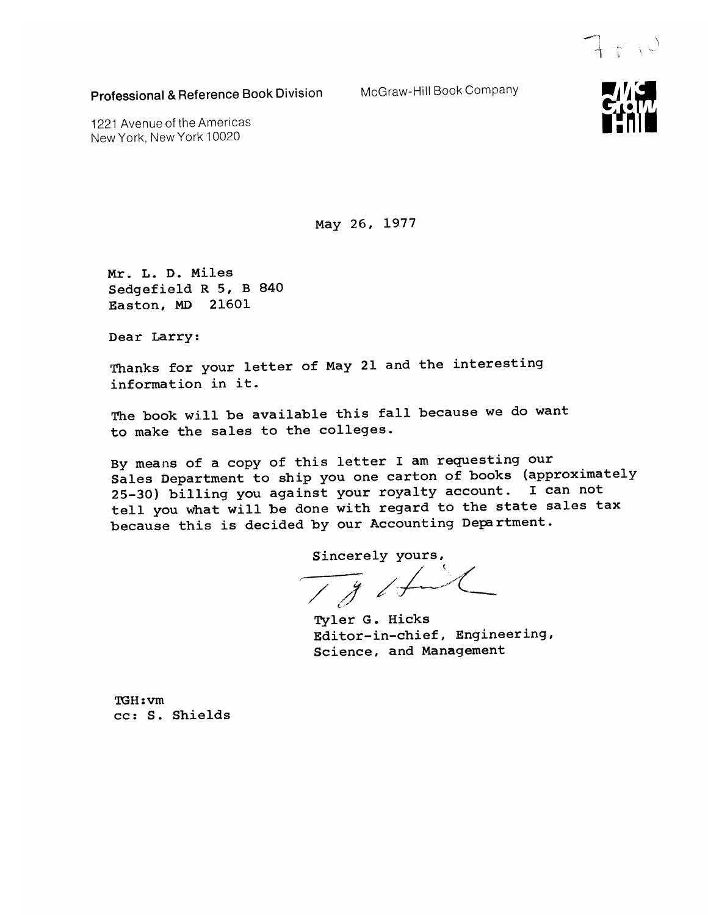7 + 10

**Professional & Reference Book Division** McGraw-Hill Book Company

1221 Avenue of the Americas
New York, New York 10020

May 26, 1977

Mr. L. D. Miles
Sedgefield R 5, B 840
Easton, MD 21601

Dear Larry:

Thanks for your letter of May 21 and the interesting information in it.

The book will be available this fall because we do want to make the sales to the colleges.

By means of a copy of this letter I am requesting our Sales Department to ship you one carton of books (approximately 25-30) billing you against your royalty account. I can not tell you what will be done with regard to the state sales tax because this is decided by our Accounting Department.

Sincerely yours,

Tyler G. Hicks
Editor-in-chief, Engineering, Science, and Management

TGH:vm
cc: S. Shields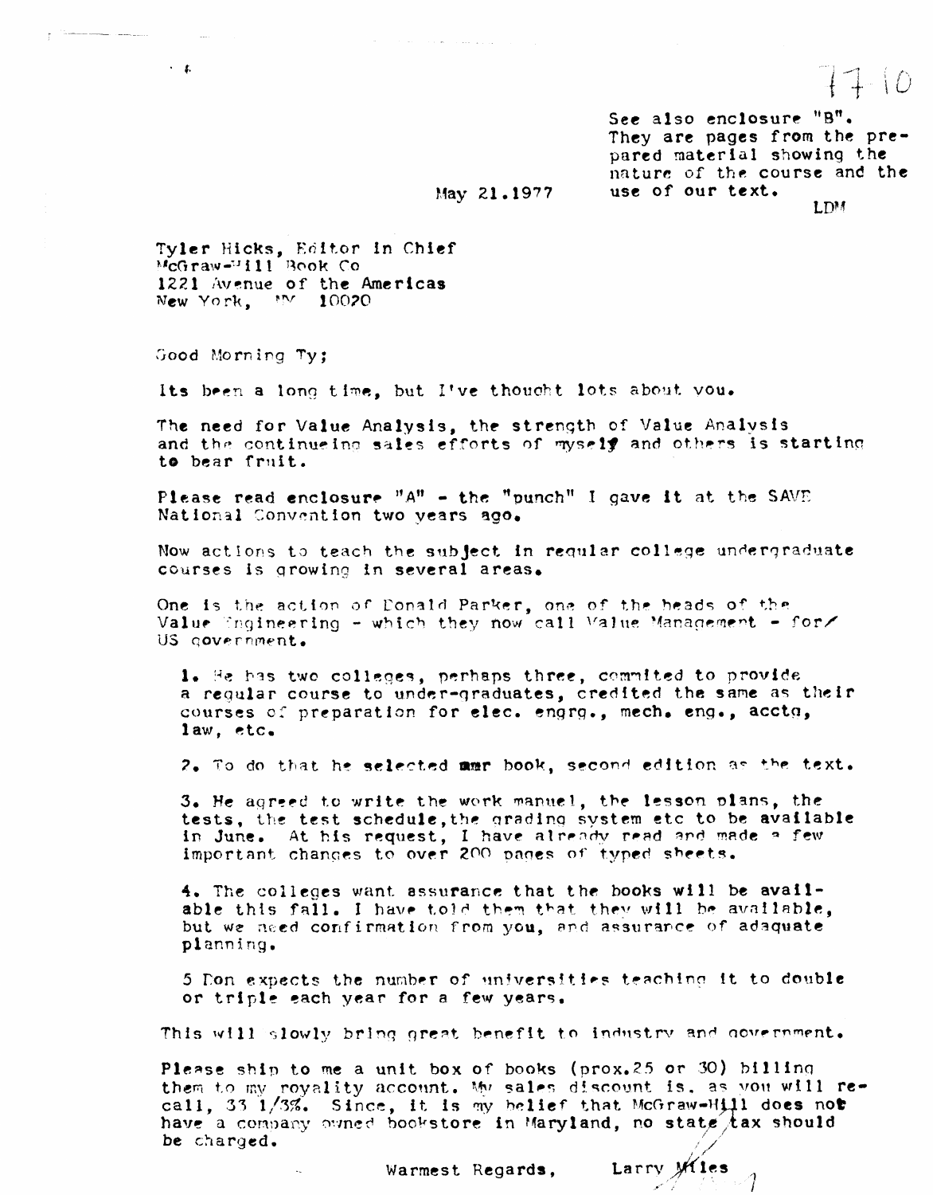77-10

See also enclosure "B". They are pages from the prepared material showing the nature of the course and the use of our text.

LDM

May 21.1977

Tyler Hicks, Editor in Chief
McGraw-Hill Book Co
1221 Avenue of the Americas
New York, NY 10020

Good Morning Ty;

Its been a long time, but I've thoucht lots about you.

The need for Value Analysis, the strength of Value Analysis and the continueing sales efforts of myself and others is starting to bear fruit.

Please read enclosure "A" - the "punch" I gave it at the SAVE National Convention two years ago.

Now actions to teach the subject in regular college undergraduate courses is growing in several areas.

One is the action of Donald Parker, one of the heads of the Value Engineering - which they now call Value Management - for US government.

1. He has two colleges, perhaps three, commited to provide a regular course to under-graduates, credited the same as their courses of preparation for elec. engrg., mech. eng., acctg, law, etc.

2. To do that he selected our book, second edition as the text.

3. He agreed to write the work manuel, the lesson plans, the tests, the test schedule, the grading system etc to be available in June. At his request, I have already read and made a few important changes to over 200 pages of typed sheets.

4. The colleges want assurance that the books will be available this fall. I have told them that they will be available, but we need confirmation from you, and assurance of adaquate planning.

5 Don expects the number of universities teaching it to double or triple each year for a few years.

This will slowly bring great benefit to industry and government.

Please ship to me a unit box of books (prox.25 or 30) billing them to my royality account. My sales discount is, as you will recall, 33 1/3%. Since, it is my belief that McGraw-Hill does not have a company owned bookstore in Maryland, no state tax should be charged.

Warmest Regards,

Larry Miles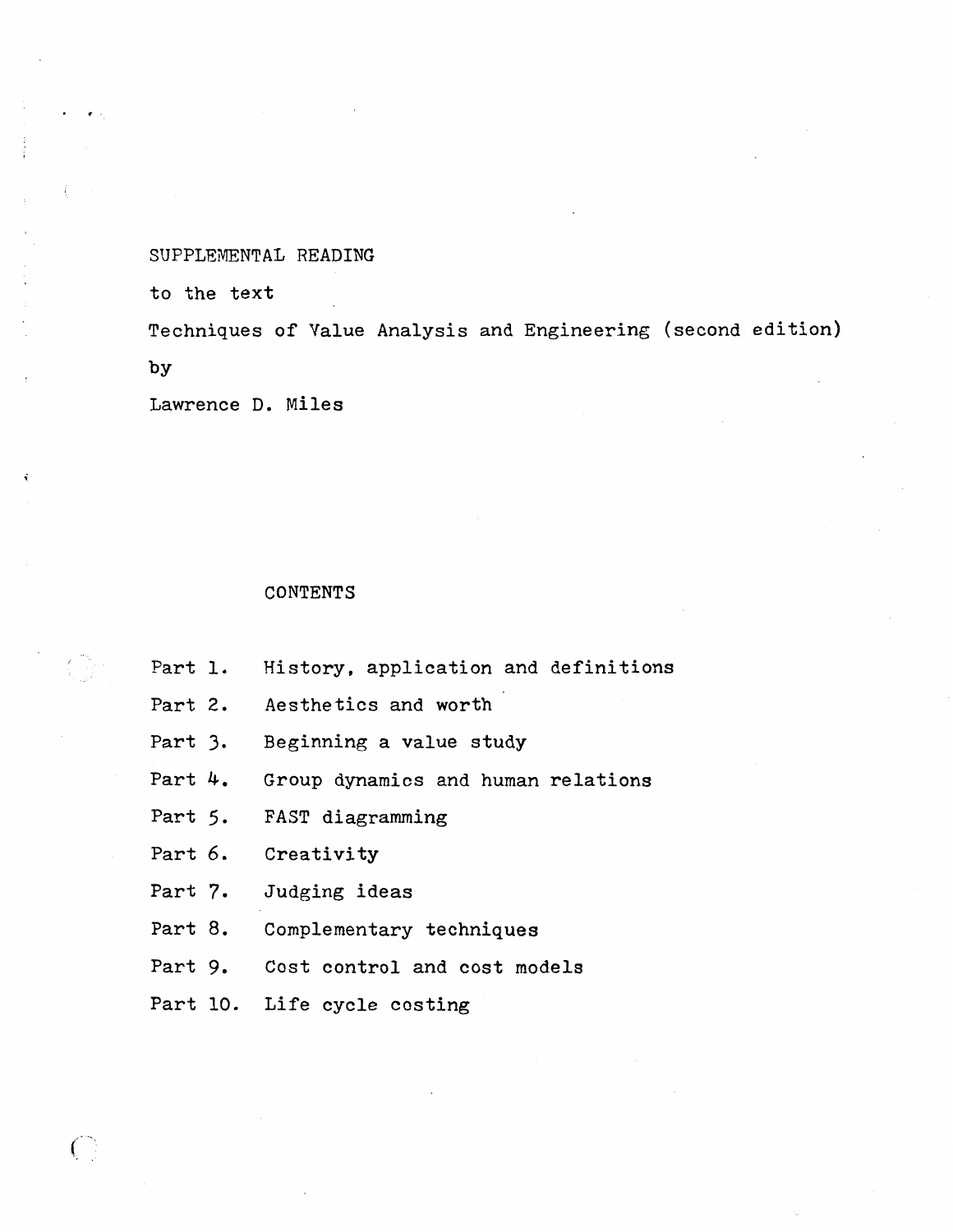SUPPLEMENTAL READING

to the text

Techniques of Value Analysis and Engineering (second edition)

by

Lawrence D. Miles

## CONTENTS

- Part 1. History, application and definitions
- Part 2. Aesthetics and worth
- Part 3. Beginning a value study
- Part 4. Group dynamics and human relations
- Part 5. FAST diagramming
- Part 6. Creativity
- Part 7. Judging ideas
- Part 8. Complementary techniques
- Part 9. Cost control and cost models
- Part 10. Life cycle costing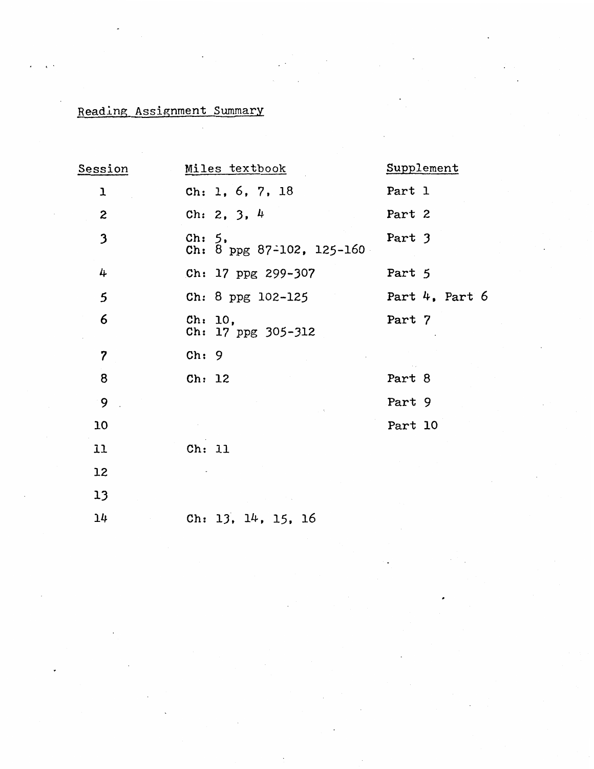Reading Assignment Summary

| Session | Miles textbook | Supplement |
|---|---|---|
| 1 | Ch: 1, 6, 7, 18 | Part 1 |
| 2 | Ch: 2, 3, 4 | Part 2 |
| 3 | Ch: 5,<br>Ch: 8 ppg 87-102, 125-160 | Part 3 |
| 4 | Ch: 17 ppg 299-307 | Part 5 |
| 5 | Ch: 8 ppg 102-125 | Part 4, Part 6 |
| 6 | Ch: 10,<br>Ch: 17 ppg 305-312 | Part 7 |
| 7 | Ch: 9 | |
| 8 | Ch: 12 | Part 8 |
| 9 | | Part 9 |
| 10 | | Part 10 |
| 11 | Ch: 11 | |
| 12 | | |
| 13 | | |
| 14 | Ch: 13, 14, 15, 16 | |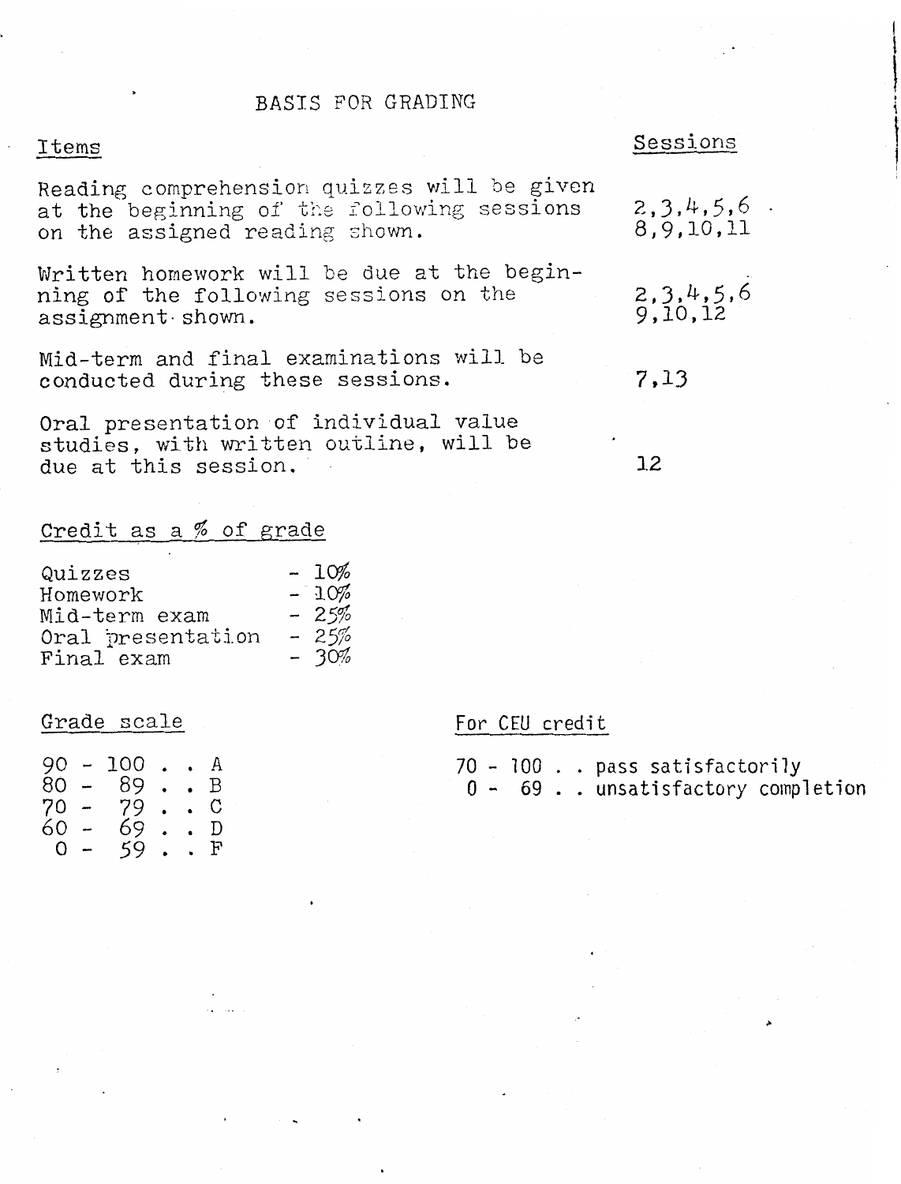# BASIS FOR GRADING

| Items | Sessions |
| --- | --- |
| Reading comprehension quizzes will be given at the beginning of the following sessions on the assigned reading shown. | 2,3,4,5,6 8,9,10,11 |
| Written homework will be due at the beginning of the following sessions on the assignment shown. | 2,3,4,5,6 9,10,12 |
| Mid-term and final examinations will be conducted during these sessions. | 7,13 |
| Oral presentation of individual value studies, with written outline, will be due at this session. | 12 |

## Credit as a % of grade

| | |
| --- | --- |
| Quizzes | - 10% |
| Homework | - 10% |
| Mid-term exam | - 25% |
| Oral presentation | - 25% |
| Final exam | - 30% |

## Grade scale

| | |
| --- | --- |
| 90 - 100 | A |
| 80 - 89 | B |
| 70 - 79 | C |
| 60 - 69 | D |
| 0 - 59 | F |

## For CEU credit

| | |
| --- | --- |
| 70 - 100 | pass satisfactorily |
| 0 - 69 | unsatisfactory completion |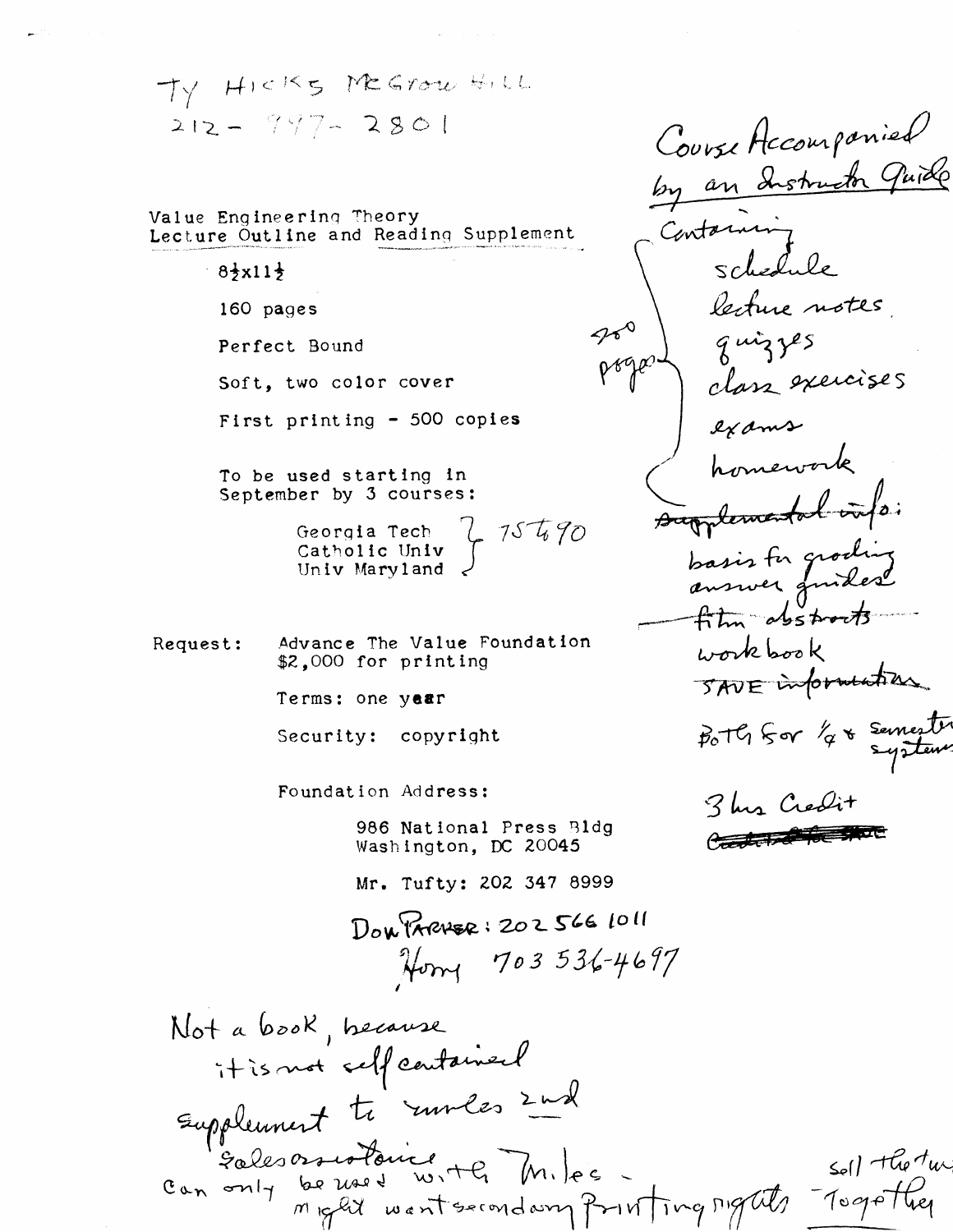TY HICKS McGRAW HILL
212 - 997 - 2801

Value Engineering Theory
Lecture Outline and Reading Supplement

8½x11½

160 pages

Perfect Bound

Soft, two color cover

First printing - 500 copies

To be used starting in
September by 3 courses:

Georgia Tech
Catholic Univ
Univ Maryland

} 75 to 90

Request: Advance The Value Foundation
$2,000 for printing

Terms: one year

Security: copyright

Foundation Address:

986 National Press Bldg
Washington, DC 20045

Mr. Tufty: 202 347 8999

DON PARKER: 202 566 1011
Home 703 536-4697

Course Accompanied
by an Instructor Guide
Containing

200 pages

- schedule
- lecture notes,
- quizzes
- class exercises
- exams
- homework

~~supplemental info:~~

basis for grading
answer guides

~~film abstracts~~

workbook

~~SAVE information~~

BOTH for ¼ & semester systems

3 hrs Credit

~~Credited for SAVE~~

Not a book, because
it is not self contained

supplement to Miles 2nd

Salesassociation with Miles -
Can only be used with Miles -
might want secondary printing rights

Sell the two
Together